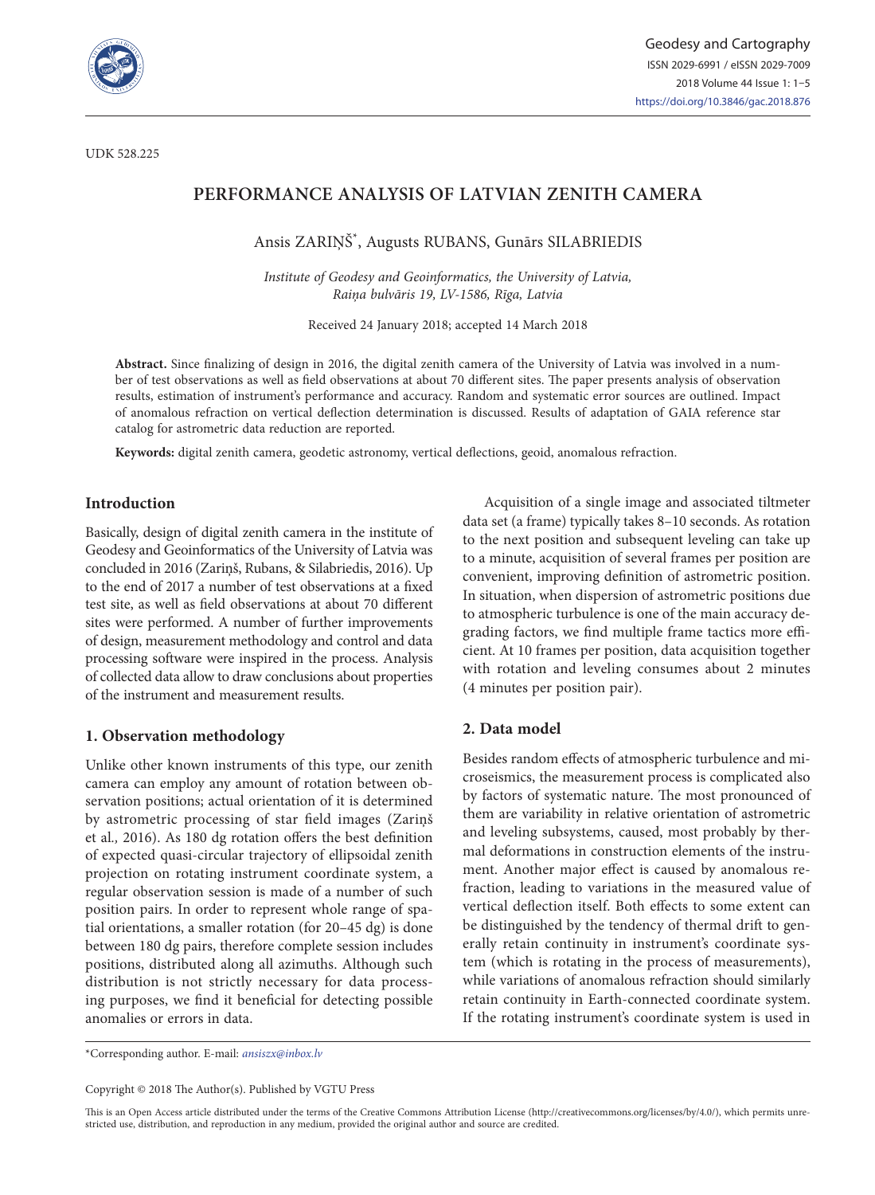UDK 528.225

# PERFORMANCE ANALYSIS OF LATVIAN ZENITH CAMERA

Ansis ZARIŅŠ*, Augusts RUBANS, Gunārs SILABRIEDIS

*Institute of Geodesy and Geoinformatics, the University of Latvia, Raiņa bulvāris 19, LV-1586, Rīga, Latvia*

Received 24 January 2018; accepted 14 March 2018

**Abstract.** Since finalizing of design in 2016, the digital zenith camera of the University of Latvia was involved in a number of test observations as well as field observations at about 70 different sites. The paper presents analysis of observation results, estimation of instrument's performance and accuracy. Random and systematic error sources are outlined. Impact of anomalous refraction on vertical deflection determination is discussed. Results of adaptation of GAIA reference star catalog for astrometric data reduction are reported.

**Keywords:** digital zenith camera, geodetic astronomy, vertical deflections, geoid, anomalous refraction.

## Introduction

Basically, design of digital zenith camera in the institute of Geodesy and Geoinformatics of the University of Latvia was concluded in 2016 (Zariņš, Rubans, & Silabriedis, 2016). Up to the end of 2017 a number of test observations at a fixed test site, as well as field observations at about 70 different sites were performed. A number of further improvements of design, measurement methodology and control and data processing software were inspired in the process. Analysis of collected data allow to draw conclusions about properties of the instrument and measurement results.

## 1. Observation methodology

Unlike other known instruments of this type, our zenith camera can employ any amount of rotation between observation positions; actual orientation of it is determined by astrometric processing of star field images (Zariņš et al*.,* 2016). As 180 dg rotation offers the best definition of expected quasi-circular trajectory of ellipsoidal zenith projection on rotating instrument coordinate system, a regular observation session is made of a number of such position pairs. In order to represent whole range of spatial orientations, a smaller rotation (for 20–45 dg) is done between 180 dg pairs, therefore complete session includes positions, distributed along all azimuths. Although such distribution is not strictly necessary for data processing purposes, we find it beneficial for detecting possible anomalies or errors in data.

Acquisition of a single image and associated tiltmeter data set (a frame) typically takes 8–10 seconds. As rotation to the next position and subsequent leveling can take up to a minute, acquisition of several frames per position are convenient, improving definition of astrometric position. In situation, when dispersion of astrometric positions due to atmospheric turbulence is one of the main accuracy degrading factors, we find multiple frame tactics more efficient. At 10 frames per position, data acquisition together with rotation and leveling consumes about 2 minutes (4 minutes per position pair).

## 2. Data model

Besides random effects of atmospheric turbulence and microseismics, the measurement process is complicated also by factors of systematic nature. The most pronounced of them are variability in relative orientation of astrometric and leveling subsystems, caused, most probably by thermal deformations in construction elements of the instrument. Another major effect is caused by anomalous refraction, leading to variations in the measured value of vertical deflection itself. Both effects to some extent can be distinguished by the tendency of thermal drift to generally retain continuity in instrument's coordinate system (which is rotating in the process of measurements), while variations of anomalous refraction should similarly retain continuity in Earth-connected coordinate system. If the rotating instrument's coordinate system is used in

*Corresponding author. E-mail: *ansiszx@inbox.lv*

Copyright © 2018 The Author(s). Published by VGTU Press

This is an Open Access article distributed under the terms of the Creative Commons Attribution License (http://creativecommons.org/licenses/by/4.0/), which permits unrestricted use, distribution, and reproduction in any medium, provided the original author and source are credited.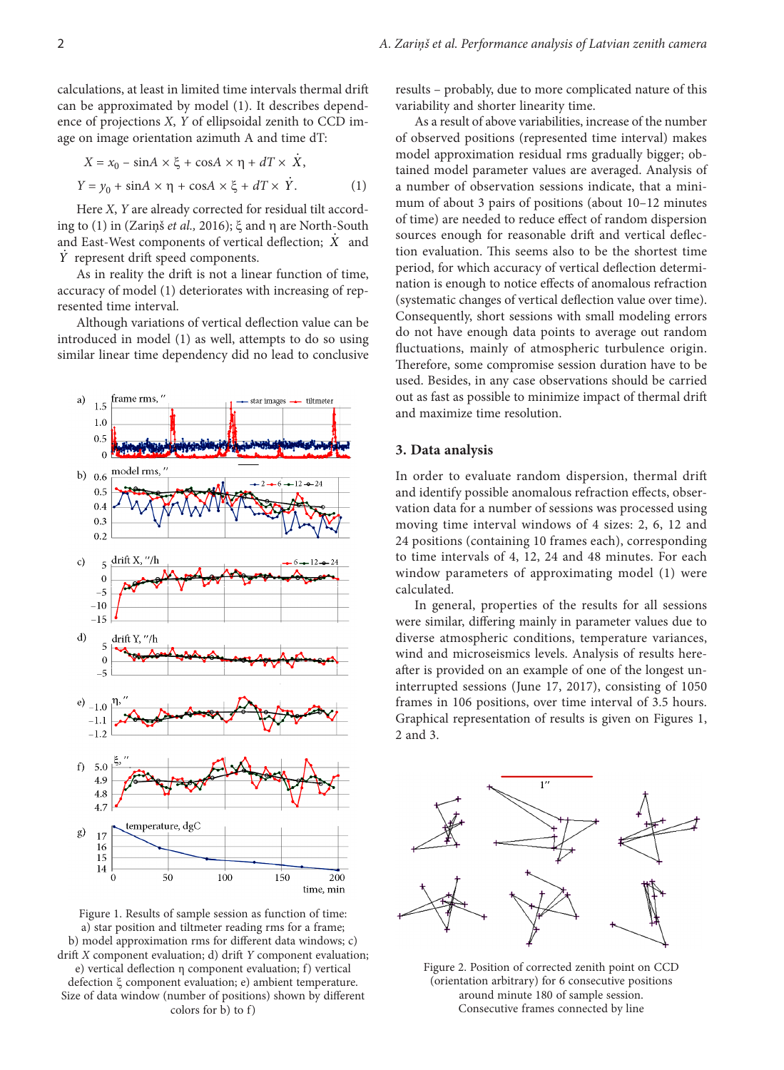calculations, at least in limited time intervals thermal drift can be approximated by model (1). It describes dependence of projections $X$, $Y$ of ellipsoidal zenith to CCD image on image orientation azimuth A and time dT:

$$X = x_0 - \sin A \times \xi + \cos A \times \eta + dT \times \dot{X},$$
$$Y = y_0 + \sin A \times \eta + \cos A \times \xi + dT \times \dot{Y}. \qquad (1)$$

Here $X$, $Y$ are already corrected for residual tilt according to (1) in (Zariņš *et al.,* 2016); $\xi$ and $\eta$ are North-South and East-West components of vertical deflection; $\dot{X}$ and $\dot{Y}$ represent drift speed components.

As in reality the drift is not a linear function of time, accuracy of model (1) deteriorates with increasing of represented time interval.

Although variations of vertical deflection value can be introduced in model (1) as well, attempts to do so using similar linear time dependency did no lead to conclusive results – probably, due to more complicated nature of this variability and shorter linearity time.

As a result of above variabilities, increase of the number of observed positions (represented time interval) makes model approximation residual rms gradually bigger; obtained model parameter values are averaged. Analysis of a number of observation sessions indicate, that a minimum of about 3 pairs of positions (about 10–12 minutes of time) are needed to reduce effect of random dispersion sources enough for reasonable drift and vertical deflection evaluation. This seems also to be the shortest time period, for which accuracy of vertical deflection determination is enough to notice effects of anomalous refraction (systematic changes of vertical deflection value over time). Consequently, short sessions with small modeling errors do not have enough data points to average out random fluctuations, mainly of atmospheric turbulence origin. Therefore, some compromise session duration have to be used. Besides, in any case observations should be carried out as fast as possible to minimize impact of thermal drift and maximize time resolution.

Figure 1. Results of sample session as function of time: a) star position and tiltmeter reading rms for a frame; b) model approximation rms for different data windows; c) drift $X$ component evaluation; d) drift $Y$ component evaluation; e) vertical deflection $\eta$ component evaluation; f) vertical defection $\xi$ component evaluation; e) ambient temperature. Size of data window (number of positions) shown by different colors for b) to f)

## 3. Data analysis

In order to evaluate random dispersion, thermal drift and identify possible anomalous refraction effects, observation data for a number of sessions was processed using moving time interval windows of 4 sizes: 2, 6, 12 and 24 positions (containing 10 frames each), corresponding to time intervals of 4, 12, 24 and 48 minutes. For each window parameters of approximating model (1) were calculated.

In general, properties of the results for all sessions were similar, differing mainly in parameter values due to diverse atmospheric conditions, temperature variances, wind and microseismics levels. Analysis of results hereafter is provided on an example of one of the longest uninterrupted sessions (June 17, 2017), consisting of 1050 frames in 106 positions, over time interval of 3.5 hours. Graphical representation of results is given on Figures 1, 2 and 3.

Figure 2. Position of corrected zenith point on CCD (orientation arbitrary) for 6 consecutive positions around minute 180 of sample session. Consecutive frames connected by line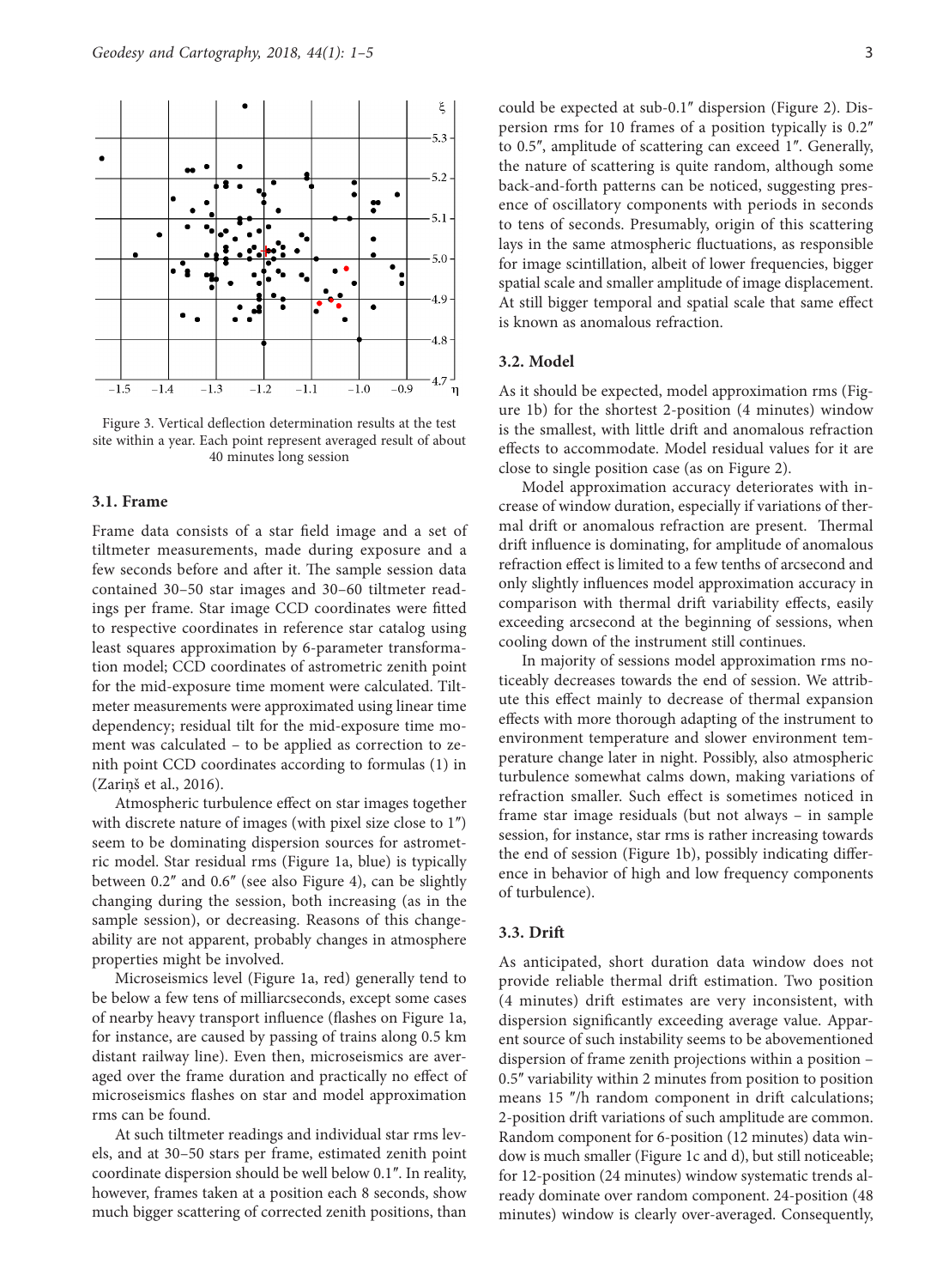Figure 3. Vertical deflection determination results at the test site within a year. Each point represent averaged result of about 40 minutes long session

### 3.1. Frame

Frame data consists of a star field image and a set of tiltmeter measurements, made during exposure and a few seconds before and after it. The sample session data contained 30–50 star images and 30–60 tiltmeter readings per frame. Star image CCD coordinates were fitted to respective coordinates in reference star catalog using least squares approximation by 6-parameter transformation model; CCD coordinates of astrometric zenith point for the mid-exposure time moment were calculated. Tiltmeter measurements were approximated using linear time dependency; residual tilt for the mid-exposure time moment was calculated – to be applied as correction to zenith point CCD coordinates according to formulas (1) in (Zariņš et al., 2016).

Atmospheric turbulence effect on star images together with discrete nature of images (with pixel size close to 1″) seem to be dominating dispersion sources for astrometric model. Star residual rms (Figure 1a, blue) is typically between 0.2″ and 0.6″ (see also Figure 4), can be slightly changing during the session, both increasing (as in the sample session), or decreasing. Reasons of this changeability are not apparent, probably changes in atmosphere properties might be involved.

Microseismics level (Figure 1a, red) generally tend to be below a few tens of milliarcseconds, except some cases of nearby heavy transport influence (flashes on Figure 1a, for instance, are caused by passing of trains along 0.5 km distant railway line). Even then, microseismics are averaged over the frame duration and practically no effect of microseismics flashes on star and model approximation rms can be found.

At such tiltmeter readings and individual star rms levels, and at 30–50 stars per frame, estimated zenith point coordinate dispersion should be well below 0.1″. In reality, however, frames taken at a position each 8 seconds, show much bigger scattering of corrected zenith positions, than could be expected at sub-0.1″ dispersion (Figure 2). Dispersion rms for 10 frames of a position typically is 0.2″ to 0.5″, amplitude of scattering can exceed 1″. Generally, the nature of scattering is quite random, although some back-and-forth patterns can be noticed, suggesting presence of oscillatory components with periods in seconds to tens of seconds. Presumably, origin of this scattering lays in the same atmospheric fluctuations, as responsible for image scintillation, albeit of lower frequencies, bigger spatial scale and smaller amplitude of image displacement. At still bigger temporal and spatial scale that same effect is known as anomalous refraction.

### 3.2. Model

As it should be expected, model approximation rms (Figure 1b) for the shortest 2-position (4 minutes) window is the smallest, with little drift and anomalous refraction effects to accommodate. Model residual values for it are close to single position case (as on Figure 2).

Model approximation accuracy deteriorates with increase of window duration, especially if variations of thermal drift or anomalous refraction are present. Thermal drift influence is dominating, for amplitude of anomalous refraction effect is limited to a few tenths of arcsecond and only slightly influences model approximation accuracy in comparison with thermal drift variability effects, easily exceeding arcsecond at the beginning of sessions, when cooling down of the instrument still continues.

In majority of sessions model approximation rms noticeably decreases towards the end of session. We attribute this effect mainly to decrease of thermal expansion effects with more thorough adapting of the instrument to environment temperature and slower environment temperature change later in night. Possibly, also atmospheric turbulence somewhat calms down, making variations of refraction smaller. Such effect is sometimes noticed in frame star image residuals (but not always – in sample session, for instance, star rms is rather increasing towards the end of session (Figure 1b), possibly indicating difference in behavior of high and low frequency components of turbulence).

### 3.3. Drift

As anticipated, short duration data window does not provide reliable thermal drift estimation. Two position (4 minutes) drift estimates are very inconsistent, with dispersion significantly exceeding average value. Apparent source of such instability seems to be abovementioned dispersion of frame zenith projections within a position – 0.5″ variability within 2 minutes from position to position means 15 ″/h random component in drift calculations; 2-position drift variations of such amplitude are common. Random component for 6-position (12 minutes) data window is much smaller (Figure 1c and d), but still noticeable; for 12-position (24 minutes) window systematic trends already dominate over random component. 24-position (48 minutes) window is clearly over-averaged. Consequently,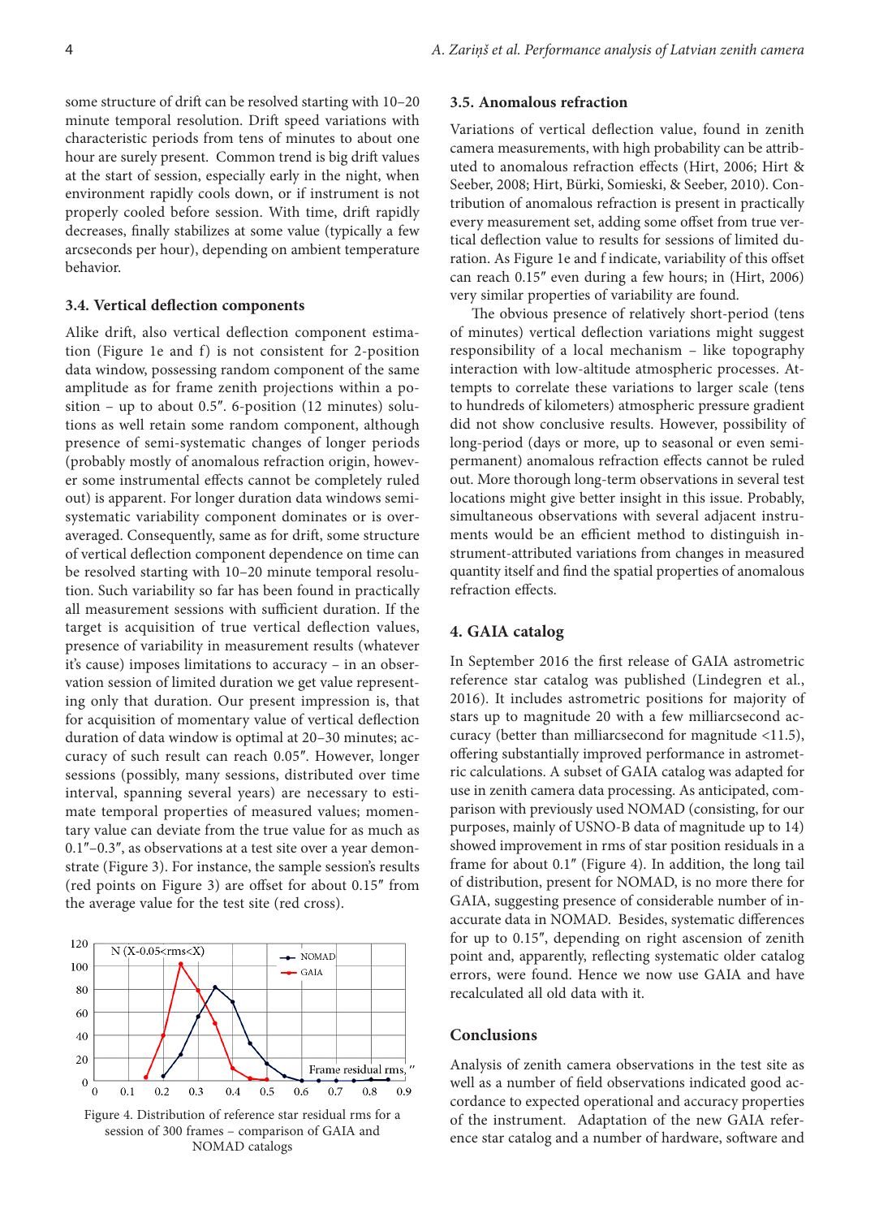some structure of drift can be resolved starting with 10–20 minute temporal resolution. Drift speed variations with characteristic periods from tens of minutes to about one hour are surely present. Common trend is big drift values at the start of session, especially early in the night, when environment rapidly cools down, or if instrument is not properly cooled before session. With time, drift rapidly decreases, finally stabilizes at some value (typically a few arcseconds per hour), depending on ambient temperature behavior.

### 3.4. Vertical deflection components

Alike drift, also vertical deflection component estimation (Figure 1e and f) is not consistent for 2-position data window, possessing random component of the same amplitude as for frame zenith projections within a position – up to about 0.5″. 6-position (12 minutes) solutions as well retain some random component, although presence of semi-systematic changes of longer periods (probably mostly of anomalous refraction origin, however some instrumental effects cannot be completely ruled out) is apparent. For longer duration data windows semi-systematic variability component dominates or is over-averaged. Consequently, same as for drift, some structure of vertical deflection component dependence on time can be resolved starting with 10–20 minute temporal resolution. Such variability so far has been found in practically all measurement sessions with sufficient duration. If the target is acquisition of true vertical deflection values, presence of variability in measurement results (whatever it's cause) imposes limitations to accuracy – in an observation session of limited duration we get value representing only that duration. Our present impression is, that for acquisition of momentary value of vertical deflection duration of data window is optimal at 20–30 minutes; accuracy of such result can reach 0.05″. However, longer sessions (possibly, many sessions, distributed over time interval, spanning several years) are necessary to estimate temporal properties of measured values; momentary value can deviate from the true value for as much as 0.1″–0.3″, as observations at a test site over a year demonstrate (Figure 3). For instance, the sample session's results (red points on Figure 3) are offset for about 0.15″ from the average value for the test site (red cross).

Figure 4. Distribution of reference star residual rms for a session of 300 frames – comparison of GAIA and NOMAD catalogs

### 3.5. Anomalous refraction

Variations of vertical deflection value, found in zenith camera measurements, with high probability can be attributed to anomalous refraction effects (Hirt, 2006; Hirt & Seeber, 2008; Hirt, Bürki, Somieski, & Seeber, 2010). Contribution of anomalous refraction is present in practically every measurement set, adding some offset from true vertical deflection value to results for sessions of limited duration. As Figure 1e and f indicate, variability of this offset can reach 0.15″ even during a few hours; in (Hirt, 2006) very similar properties of variability are found.

The obvious presence of relatively short-period (tens of minutes) vertical deflection variations might suggest responsibility of a local mechanism – like topography interaction with low-altitude atmospheric processes. Attempts to correlate these variations to larger scale (tens to hundreds of kilometers) atmospheric pressure gradient did not show conclusive results. However, possibility of long-period (days or more, up to seasonal or even semi-permanent) anomalous refraction effects cannot be ruled out. More thorough long-term observations in several test locations might give better insight in this issue. Probably, simultaneous observations with several adjacent instruments would be an efficient method to distinguish instrument-attributed variations from changes in measured quantity itself and find the spatial properties of anomalous refraction effects.

## 4. GAIA catalog

In September 2016 the first release of GAIA astrometric reference star catalog was published (Lindegren et al., 2016). It includes astrometric positions for majority of stars up to magnitude 20 with a few milliarcsecond accuracy (better than milliarcsecond for magnitude <11.5), offering substantially improved performance in astrometric calculations. A subset of GAIA catalog was adapted for use in zenith camera data processing. As anticipated, comparison with previously used NOMAD (consisting, for our purposes, mainly of USNO-B data of magnitude up to 14) showed improvement in rms of star position residuals in a frame for about 0.1″ (Figure 4). In addition, the long tail of distribution, present for NOMAD, is no more there for GAIA, suggesting presence of considerable number of inaccurate data in NOMAD. Besides, systematic differences for up to 0.15″, depending on right ascension of zenith point and, apparently, reflecting systematic older catalog errors, were found. Hence we now use GAIA and have recalculated all old data with it.

## Conclusions

Analysis of zenith camera observations in the test site as well as a number of field observations indicated good accordance to expected operational and accuracy properties of the instrument. Adaptation of the new GAIA reference star catalog and a number of hardware, software and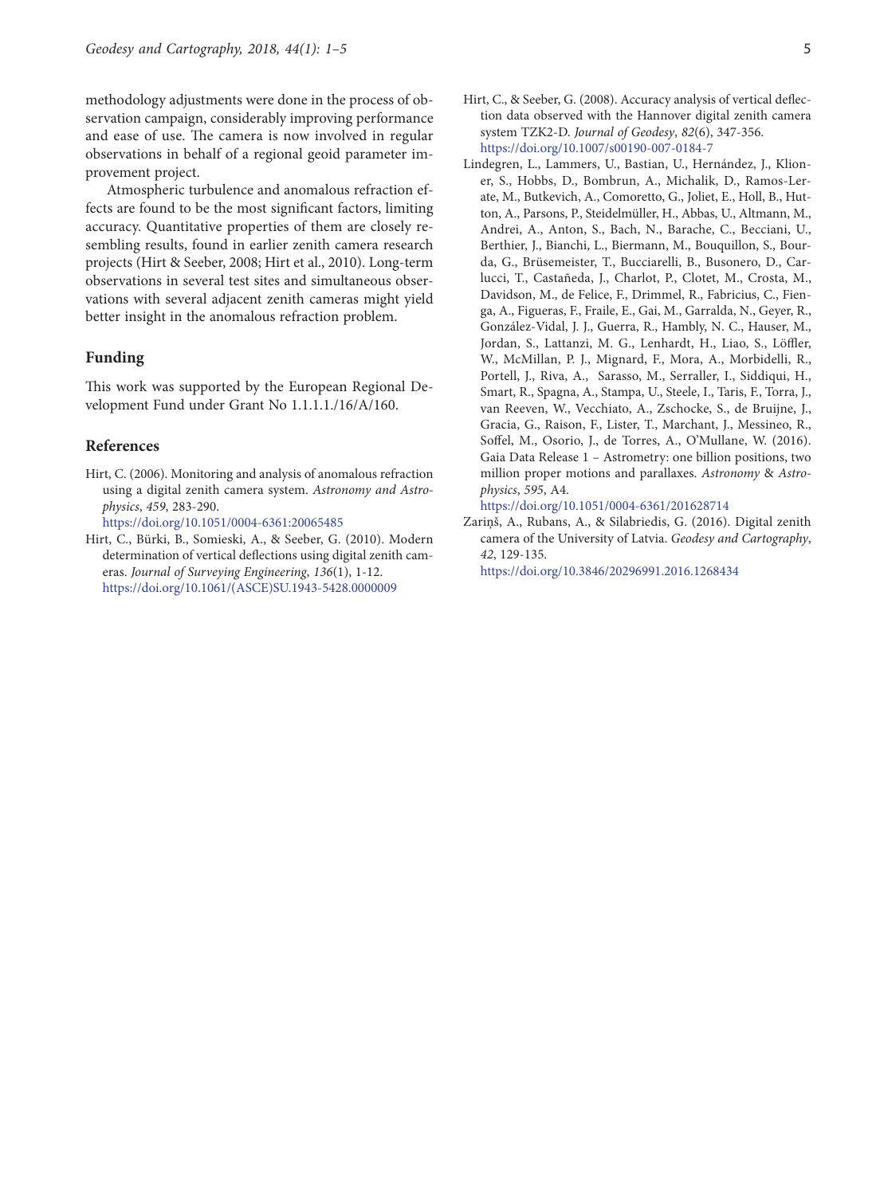methodology adjustments were done in the process of observation campaign, considerably improving performance and ease of use. The camera is now involved in regular observations in behalf of a regional geoid parameter improvement project.

Atmospheric turbulence and anomalous refraction effects are found to be the most significant factors, limiting accuracy. Quantitative properties of them are closely resembling results, found in earlier zenith camera research projects (Hirt & Seeber, 2008; Hirt et al., 2010). Long-term observations in several test sites and simultaneous observations with several adjacent zenith cameras might yield better insight in the anomalous refraction problem.

## Funding

This work was supported by the European Regional Development Fund under Grant No 1.1.1.1./16/A/160.

## References

Hirt, C. (2006). Monitoring and analysis of anomalous refraction using a digital zenith camera system. *Astronomy and Astrophysics*, *459*, 283-290. https://doi.org/10.1051/0004-6361:20065485

Hirt, C., Bürki, B., Somieski, A., & Seeber, G. (2010). Modern determination of vertical deflections using digital zenith cameras. *Journal of Surveying Engineering*, *136*(1), 1-12. https://doi.org/10.1061/(ASCE)SU.1943-5428.0000009

Hirt, C., & Seeber, G. (2008). Accuracy analysis of vertical deflection data observed with the Hannover digital zenith camera system TZK2-D. *Journal of Geodesy*, *82*(6), 347-356. https://doi.org/10.1007/s00190-007-0184-7

Lindegren, L., Lammers, U., Bastian, U., Hernández, J., Klioner, S., Hobbs, D., Bombrun, A., Michalik, D., Ramos-Lerate, M., Butkevich, A., Comoretto, G., Joliet, E., Holl, B., Hutton, A., Parsons, P., Steidelmüller, H., Abbas, U., Altmann, M., Andrei, A., Anton, S., Bach, N., Barache, C., Becciani, U., Berthier, J., Bianchi, L., Biermann, M., Bouquillon, S., Bourda, G., Brüsemeister, T., Bucciarelli, B., Busonero, D., Carlucci, T., Castañeda, J., Charlot, P., Clotet, M., Crosta, M., Davidson, M., de Felice, F., Drimmel, R., Fabricius, C., Fienga, A., Figueras, F., Fraile, E., Gai, M., Garralda, N., Geyer, R., González-Vidal, J. J., Guerra, R., Hambly, N. C., Hauser, M., Jordan, S., Lattanzi, M. G., Lenhardt, H., Liao, S., Löffler, W., McMillan, P. J., Mignard, F., Mora, A., Morbidelli, R., Portell, J., Riva, A., Sarasso, M., Serraller, I., Siddiqui, H., Smart, R., Spagna, A., Stampa, U., Steele, I., Taris, F., Torra, J., van Reeven, W., Vecchiato, A., Zschocke, S., de Bruijne, J., Gracia, G., Raison, F., Lister, T., Marchant, J., Messineo, R., Soffel, M., Osorio, J., de Torres, A., O'Mullane, W. (2016). Gaia Data Release 1 – Astrometry: one billion positions, two million proper motions and parallaxes. *Astronomy* & *Astrophysics*, *595*, A4. https://doi.org/10.1051/0004-6361/201628714

Zariņš, A., Rubans, A., & Silabriedis, G. (2016). Digital zenith camera of the University of Latvia. *Geodesy and Cartography*, *42*, 129-135. https://doi.org/10.3846/20296991.2016.1268434